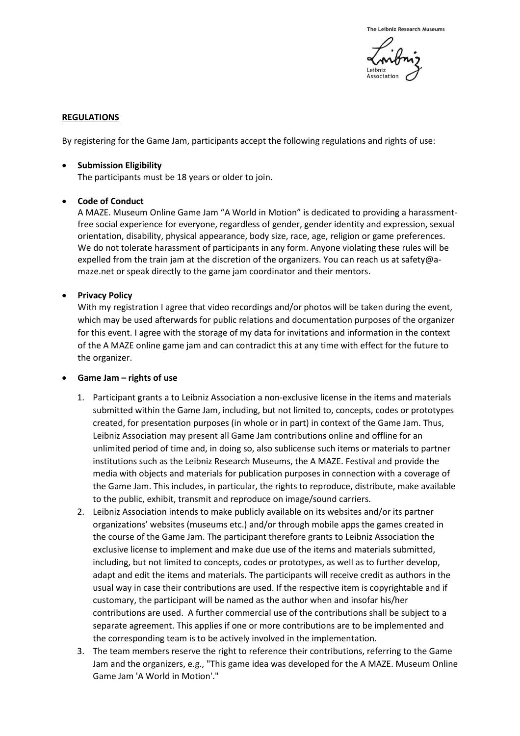**REGULATIONS**

By registering for the Game Jam, participants accept the following regulations and rights of use:

- **Submission Eligibility**
  The participants must be 18 years or older to join.

- **Code of Conduct**
  A MAZE. Museum Online Game Jam "A World in Motion" is dedicated to providing a harassment-free social experience for everyone, regardless of gender, gender identity and expression, sexual orientation, disability, physical appearance, body size, race, age, religion or game preferences. We do not tolerate harassment of participants in any form. Anyone violating these rules will be expelled from the train jam at the discretion of the organizers. You can reach us at safety@a-maze.net or speak directly to the game jam coordinator and their mentors.

- **Privacy Policy**
  With my registration I agree that video recordings and/or photos will be taken during the event, which may be used afterwards for public relations and documentation purposes of the organizer for this event. I agree with the storage of my data for invitations and information in the context of the A MAZE online game jam and can contradict this at any time with effect for the future to the organizer.

- **Game Jam – rights of use**
  1. Participant grants a to Leibniz Association a non-exclusive license in the items and materials submitted within the Game Jam, including, but not limited to, concepts, codes or prototypes created, for presentation purposes (in whole or in part) in context of the Game Jam. Thus, Leibniz Association may present all Game Jam contributions online and offline for an unlimited period of time and, in doing so, also sublicense such items or materials to partner institutions such as the Leibniz Research Museums, the A MAZE. Festival and provide the media with objects and materials for publication purposes in connection with a coverage of the Game Jam. This includes, in particular, the rights to reproduce, distribute, make available to the public, exhibit, transmit and reproduce on image/sound carriers.
  2. Leibniz Association intends to make publicly available on its websites and/or its partner organizations' websites (museums etc.) and/or through mobile apps the games created in the course of the Game Jam. The participant therefore grants to Leibniz Association the exclusive license to implement and make due use of the items and materials submitted, including, but not limited to concepts, codes or prototypes, as well as to further develop, adapt and edit the items and materials. The participants will receive credit as authors in the usual way in case their contributions are used. If the respective item is copyrightable and if customary, the participant will be named as the author when and insofar his/her contributions are used. A further commercial use of the contributions shall be subject to a separate agreement. This applies if one or more contributions are to be implemented and the corresponding team is to be actively involved in the implementation.
  3. The team members reserve the right to reference their contributions, referring to the Game Jam and the organizers, e.g., "This game idea was developed for the A MAZE. Museum Online Game Jam 'A World in Motion'."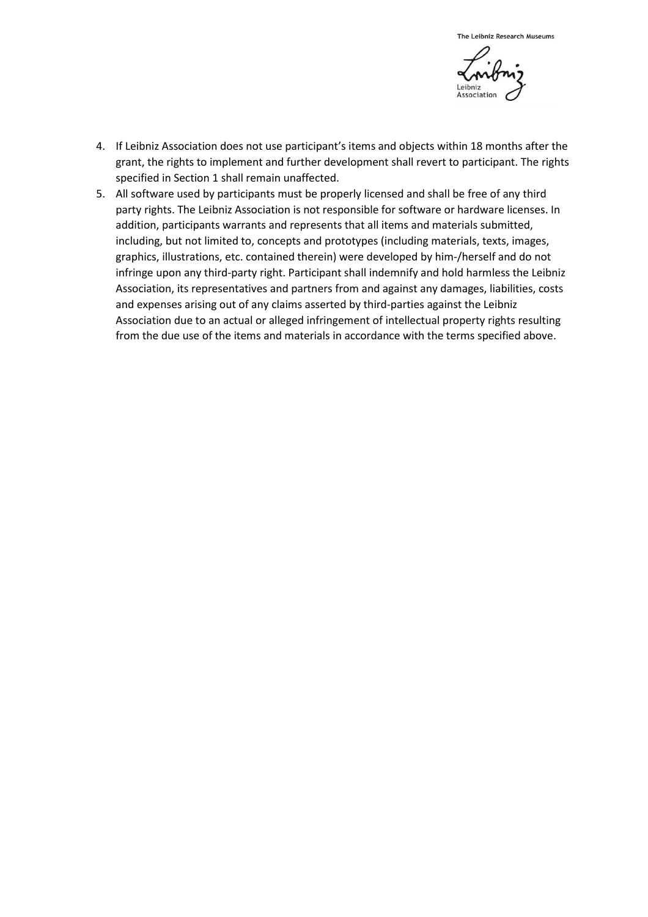4. If Leibniz Association does not use participant's items and objects within 18 months after the grant, the rights to implement and further development shall revert to participant. The rights specified in Section 1 shall remain unaffected.
5. All software used by participants must be properly licensed and shall be free of any third party rights. The Leibniz Association is not responsible for software or hardware licenses. In addition, participants warrants and represents that all items and materials submitted, including, but not limited to, concepts and prototypes (including materials, texts, images, graphics, illustrations, etc. contained therein) were developed by him-/herself and do not infringe upon any third-party right. Participant shall indemnify and hold harmless the Leibniz Association, its representatives and partners from and against any damages, liabilities, costs and expenses arising out of any claims asserted by third-parties against the Leibniz Association due to an actual or alleged infringement of intellectual property rights resulting from the due use of the items and materials in accordance with the terms specified above.